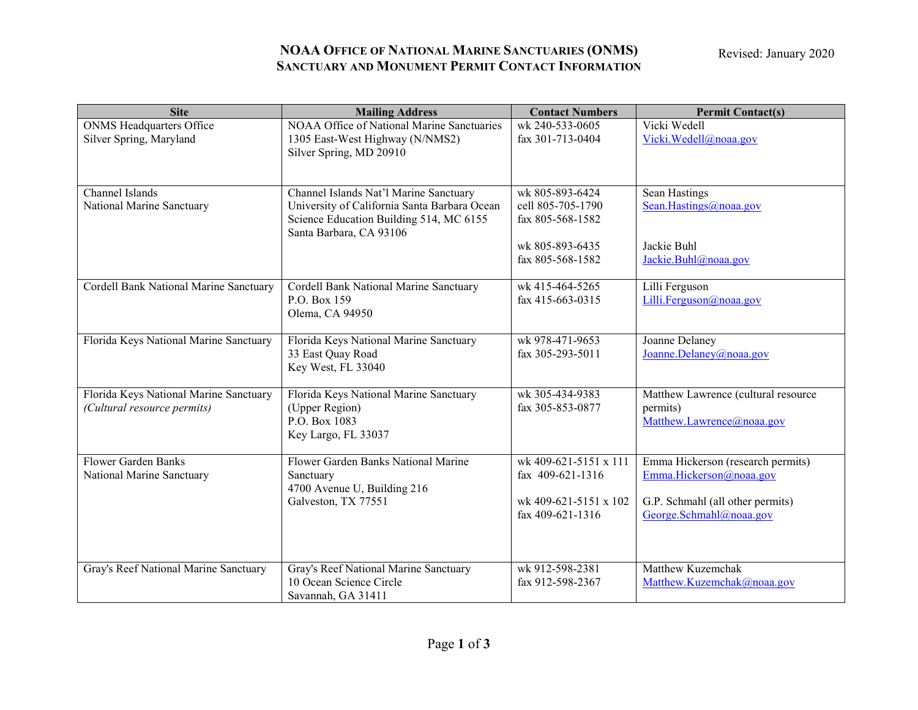# NOAA Office of National Marine Sanctuaries (ONMS)
## Sanctuary and Monument Permit Contact Information

Revised: January 2020

| Site | Mailing Address | Contact Numbers | Permit Contact(s) |
|---|---|---|---|
| ONMS Headquarters Office<br>Silver Spring, Maryland | NOAA Office of National Marine Sanctuaries<br>1305 East-West Highway (N/NMS2)<br>Silver Spring, MD 20910 | wk 240-533-0605<br>fax 301-713-0404 | Vicki Wedell<br>Vicki.Wedell@noaa.gov |
| Channel Islands<br>National Marine Sanctuary | Channel Islands Nat'l Marine Sanctuary<br>University of California Santa Barbara Ocean Science Education Building 514, MC 6155<br>Santa Barbara, CA 93106 | wk 805-893-6424<br>cell 805-705-1790<br>fax 805-568-1582<br><br>wk 805-893-6435<br>fax 805-568-1582 | Sean Hastings<br>Sean.Hastings@noaa.gov<br><br>Jackie Buhl<br>Jackie.Buhl@noaa.gov |
| Cordell Bank National Marine Sanctuary | Cordell Bank National Marine Sanctuary<br>P.O. Box 159<br>Olema, CA 94950 | wk 415-464-5265<br>fax 415-663-0315 | Lilli Ferguson<br>Lilli.Ferguson@noaa.gov |
| Florida Keys National Marine Sanctuary | Florida Keys National Marine Sanctuary<br>33 East Quay Road<br>Key West, FL 33040 | wk 978-471-9653<br>fax 305-293-5011 | Joanne Delaney<br>Joanne.Delaney@noaa.gov |
| Florida Keys National Marine Sanctuary<br>*(Cultural resource permits)* | Florida Keys National Marine Sanctuary<br>(Upper Region)<br>P.O. Box 1083<br>Key Largo, FL 33037 | wk 305-434-9383<br>fax 305-853-0877 | Matthew Lawrence (cultural resource permits)<br>Matthew.Lawrence@noaa.gov |
| Flower Garden Banks<br>National Marine Sanctuary | Flower Garden Banks National Marine Sanctuary<br>4700 Avenue U, Building 216<br>Galveston, TX 77551 | wk 409-621-5151 x 111<br>fax 409-621-1316<br><br>wk 409-621-5151 x 102<br>fax 409-621-1316 | Emma Hickerson (research permits)<br>Emma.Hickerson@noaa.gov<br><br>G.P. Schmahl (all other permits)<br>George.Schmahl@noaa.gov |
| Gray's Reef National Marine Sanctuary | Gray's Reef National Marine Sanctuary<br>10 Ocean Science Circle<br>Savannah, GA 31411 | wk 912-598-2381<br>fax 912-598-2367 | Matthew Kuzemchak<br>Matthew.Kuzemchak@noaa.gov |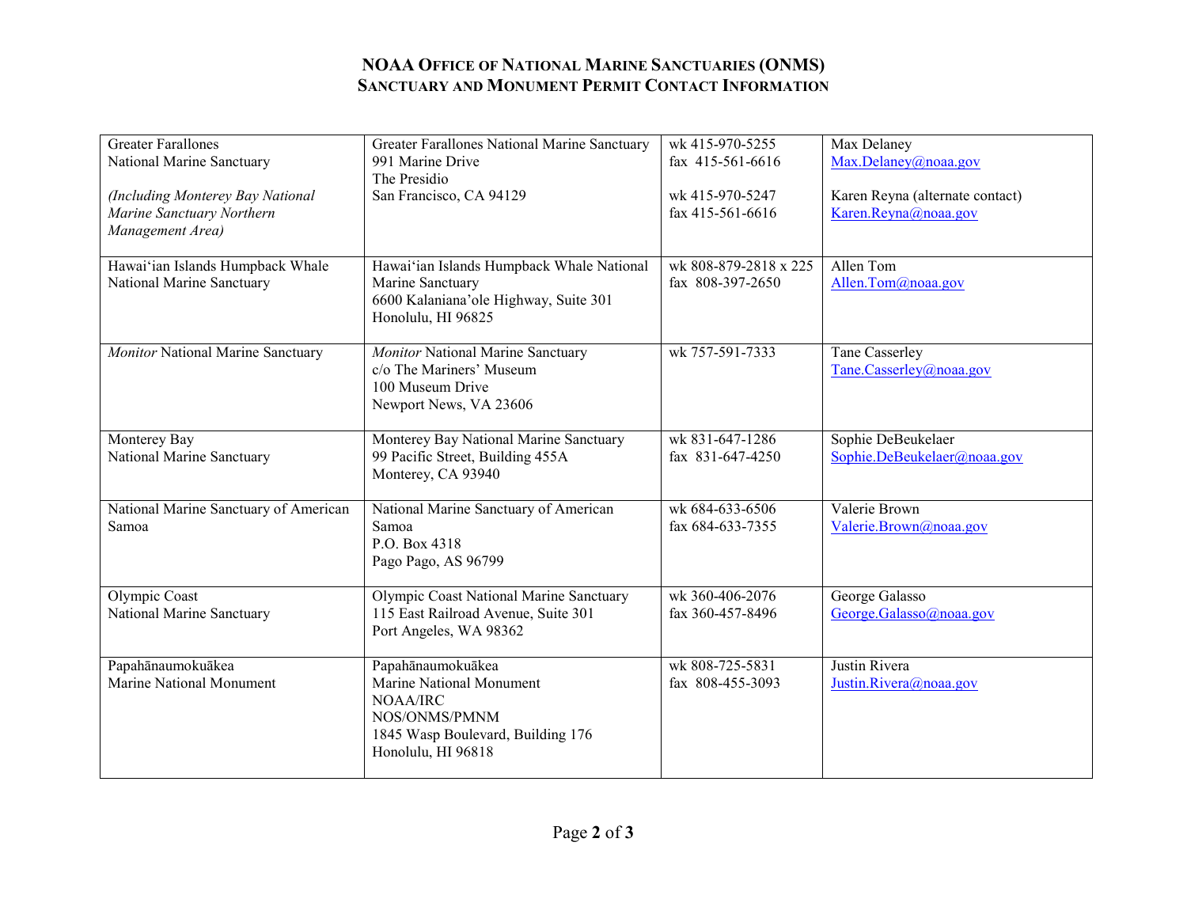# NOAA Office of National Marine Sanctuaries (ONMS)
## Sanctuary and Monument Permit Contact Information

| | | | |
|---|---|---|---|
| Greater Farallones National Marine Sanctuary<br><br>*(Including Monterey Bay National Marine Sanctuary Northern Management Area)* | Greater Farallones National Marine Sanctuary<br>991 Marine Drive<br>The Presidio<br>San Francisco, CA 94129 | wk 415-970-5255<br>fax 415-561-6616<br><br>wk 415-970-5247<br>fax 415-561-6616 | Max Delaney<br>Max.Delaney@noaa.gov<br><br>Karen Reyna (alternate contact)<br>Karen.Reyna@noaa.gov |
| Hawaiʻian Islands Humpback Whale National Marine Sanctuary | Hawaiʻian Islands Humpback Whale National Marine Sanctuary<br>6600 Kalanianaʼole Highway, Suite 301<br>Honolulu, HI 96825 | wk 808-879-2818 x 225<br>fax 808-397-2650 | Allen Tom<br>Allen.Tom@noaa.gov |
| *Monitor* National Marine Sanctuary | *Monitor* National Marine Sanctuary<br>c/o The Mariners' Museum<br>100 Museum Drive<br>Newport News, VA 23606 | wk 757-591-7333 | Tane Casserley<br>Tane.Casserley@noaa.gov |
| Monterey Bay National Marine Sanctuary | Monterey Bay National Marine Sanctuary<br>99 Pacific Street, Building 455A<br>Monterey, CA 93940 | wk 831-647-1286<br>fax 831-647-4250 | Sophie DeBeukelaer<br>Sophie.DeBeukelaer@noaa.gov |
| National Marine Sanctuary of American Samoa | National Marine Sanctuary of American Samoa<br>P.O. Box 4318<br>Pago Pago, AS 96799 | wk 684-633-6506<br>fax 684-633-7355 | Valerie Brown<br>Valerie.Brown@noaa.gov |
| Olympic Coast National Marine Sanctuary | Olympic Coast National Marine Sanctuary<br>115 East Railroad Avenue, Suite 301<br>Port Angeles, WA 98362 | wk 360-406-2076<br>fax 360-457-8496 | George Galasso<br>George.Galasso@noaa.gov |
| Papahānaumokuākea Marine National Monument | Papahānaumokuākea<br>Marine National Monument<br>NOAA/IRC<br>NOS/ONMS/PMNM<br>1845 Wasp Boulevard, Building 176<br>Honolulu, HI 96818 | wk 808-725-5831<br>fax 808-455-3093 | Justin Rivera<br>Justin.Rivera@noaa.gov |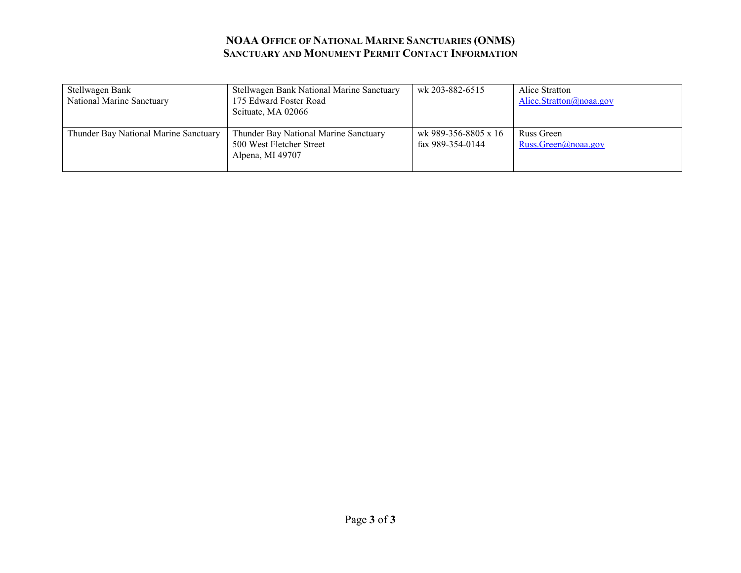# NOAA Office of National Marine Sanctuaries (ONMS)
## Sanctuary and Monument Permit Contact Information

| | | | |
|---|---|---|---|
| Stellwagen Bank National Marine Sanctuary | Stellwagen Bank National Marine Sanctuary<br>175 Edward Foster Road<br>Scituate, MA 02066 | wk 203-882-6515 | Alice Stratton<br>Alice.Stratton@noaa.gov |
| Thunder Bay National Marine Sanctuary | Thunder Bay National Marine Sanctuary<br>500 West Fletcher Street<br>Alpena, MI 49707 | wk 989-356-8805 x 16<br>fax 989-354-0144 | Russ Green<br>Russ.Green@noaa.gov |